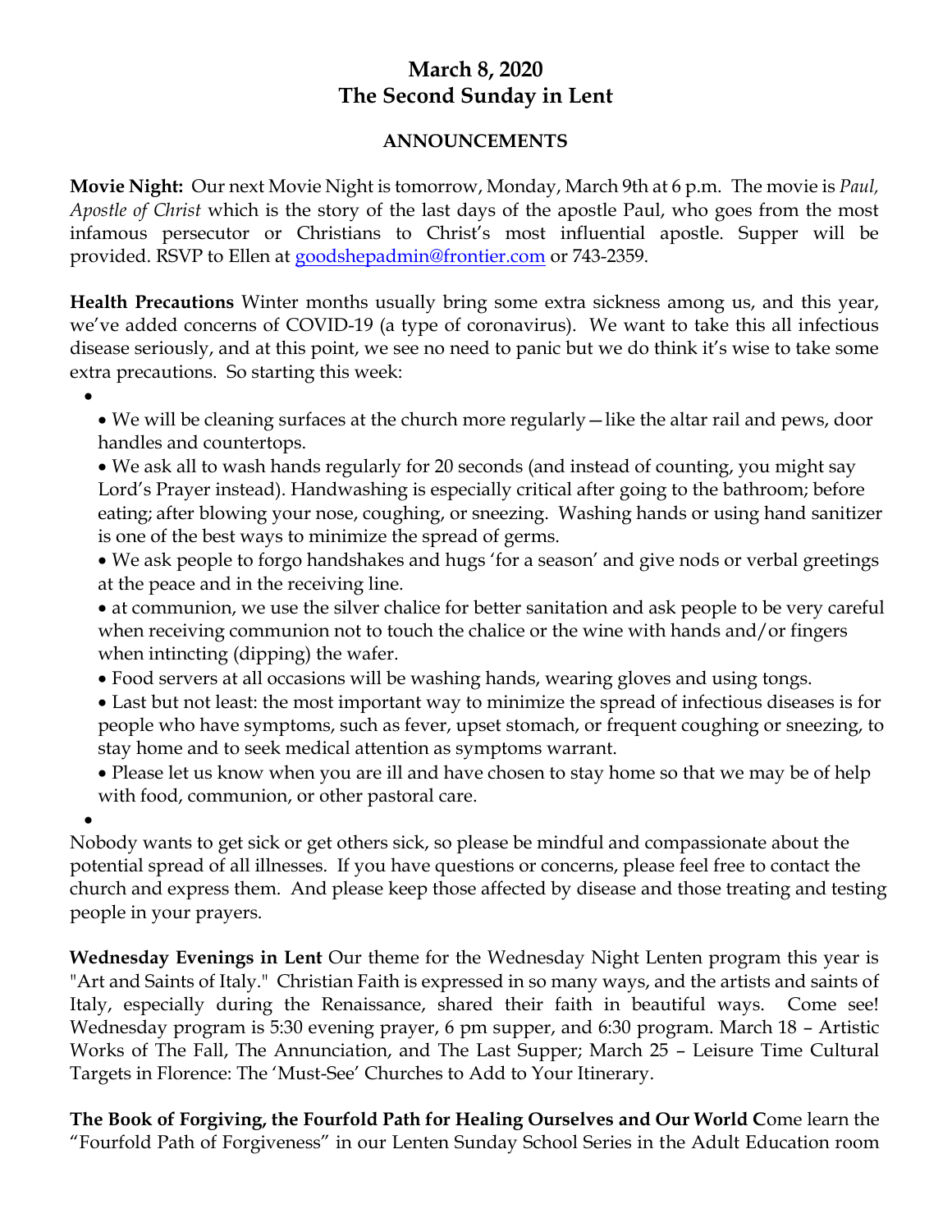# March 8, 2020
# The Second Sunday in Lent

## ANNOUNCEMENTS

**Movie Night:** Our next Movie Night is tomorrow, Monday, March 9th at 6 p.m. The movie is *Paul, Apostle of Christ* which is the story of the last days of the apostle Paul, who goes from the most infamous persecutor or Christians to Christ's most influential apostle. Supper will be provided. RSVP to Ellen at goodshepadmin@frontier.com or 743-2359.

**Health Precautions** Winter months usually bring some extra sickness among us, and this year, we've added concerns of COVID-19 (a type of coronavirus). We want to take this all infectious disease seriously, and at this point, we see no need to panic but we do think it's wise to take some extra precautions. So starting this week:

- • We will be cleaning surfaces at the church more regularly—like the altar rail and pews, door handles and countertops.
- • We ask all to wash hands regularly for 20 seconds (and instead of counting, you might say Lord's Prayer instead). Handwashing is especially critical after going to the bathroom; before eating; after blowing your nose, coughing, or sneezing. Washing hands or using hand sanitizer is one of the best ways to minimize the spread of germs.
- • We ask people to forgo handshakes and hugs 'for a season' and give nods or verbal greetings at the peace and in the receiving line.
- • at communion, we use the silver chalice for better sanitation and ask people to be very careful when receiving communion not to touch the chalice or the wine with hands and/or fingers when intincting (dipping) the wafer.
- • Food servers at all occasions will be washing hands, wearing gloves and using tongs.
- • Last but not least: the most important way to minimize the spread of infectious diseases is for people who have symptoms, such as fever, upset stomach, or frequent coughing or sneezing, to stay home and to seek medical attention as symptoms warrant.
- • Please let us know when you are ill and have chosen to stay home so that we may be of help with food, communion, or other pastoral care.

Nobody wants to get sick or get others sick, so please be mindful and compassionate about the potential spread of all illnesses. If you have questions or concerns, please feel free to contact the church and express them. And please keep those affected by disease and those treating and testing people in your prayers.

**Wednesday Evenings in Lent** Our theme for the Wednesday Night Lenten program this year is "Art and Saints of Italy." Christian Faith is expressed in so many ways, and the artists and saints of Italy, especially during the Renaissance, shared their faith in beautiful ways. Come see! Wednesday program is 5:30 evening prayer, 6 pm supper, and 6:30 program. March 18 – Artistic Works of The Fall, The Annunciation, and The Last Supper; March 25 – Leisure Time Cultural Targets in Florence: The 'Must-See' Churches to Add to Your Itinerary.

**The Book of Forgiving, the Fourfold Path for Healing Ourselves and Our World C**ome learn the "Fourfold Path of Forgiveness" in our Lenten Sunday School Series in the Adult Education room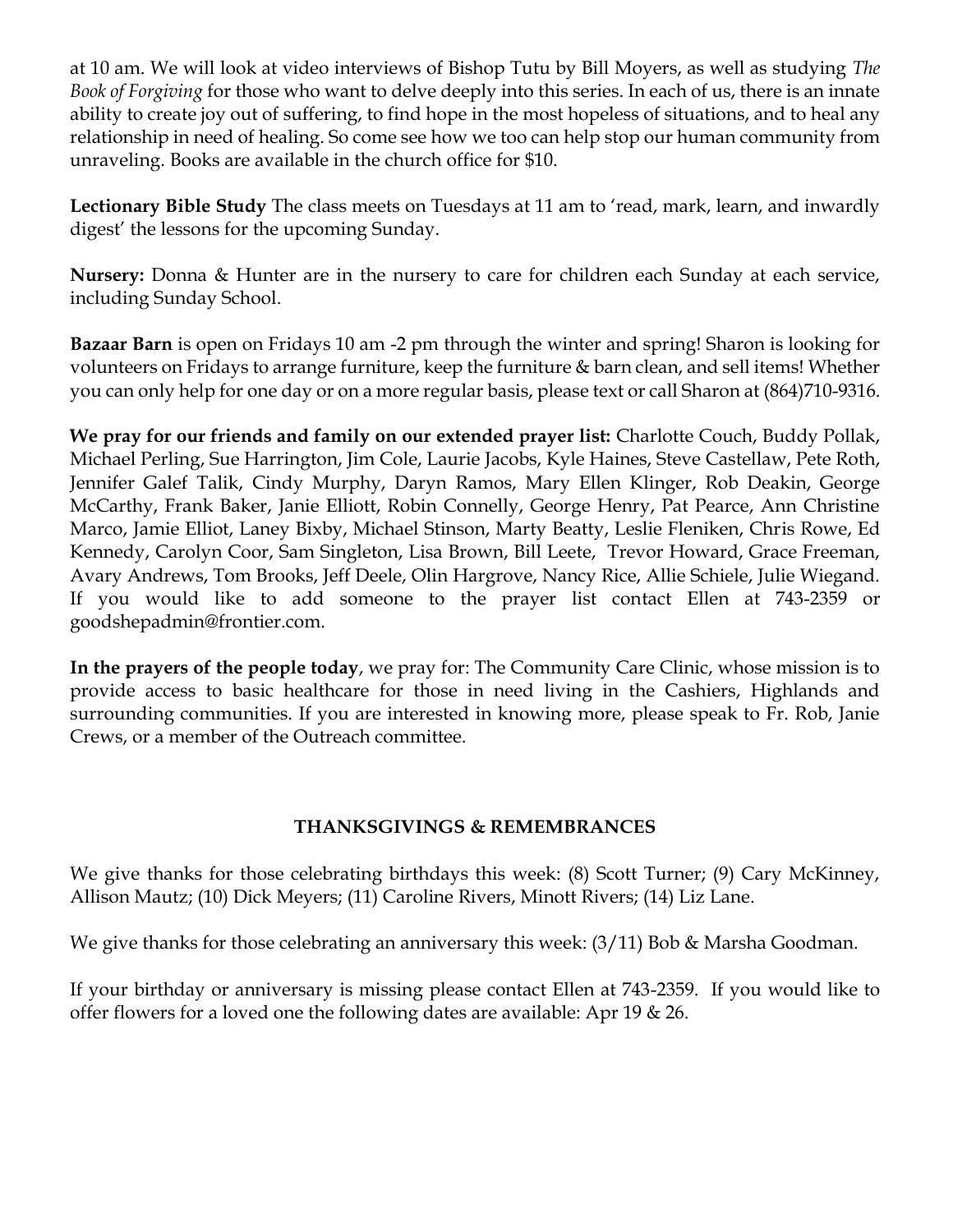at 10 am. We will look at video interviews of Bishop Tutu by Bill Moyers, as well as studying *The Book of Forgiving* for those who want to delve deeply into this series. In each of us, there is an innate ability to create joy out of suffering, to find hope in the most hopeless of situations, and to heal any relationship in need of healing. So come see how we too can help stop our human community from unraveling. Books are available in the church office for $10.

**Lectionary Bible Study** The class meets on Tuesdays at 11 am to 'read, mark, learn, and inwardly digest' the lessons for the upcoming Sunday.

**Nursery:** Donna & Hunter are in the nursery to care for children each Sunday at each service, including Sunday School.

**Bazaar Barn** is open on Fridays 10 am -2 pm through the winter and spring! Sharon is looking for volunteers on Fridays to arrange furniture, keep the furniture & barn clean, and sell items! Whether you can only help for one day or on a more regular basis, please text or call Sharon at (864)710-9316.

**We pray for our friends and family on our extended prayer list:** Charlotte Couch, Buddy Pollak, Michael Perling, Sue Harrington, Jim Cole, Laurie Jacobs, Kyle Haines, Steve Castellaw, Pete Roth, Jennifer Galef Talik, Cindy Murphy, Daryn Ramos, Mary Ellen Klinger, Rob Deakin, George McCarthy, Frank Baker, Janie Elliott, Robin Connelly, George Henry, Pat Pearce, Ann Christine Marco, Jamie Elliot, Laney Bixby, Michael Stinson, Marty Beatty, Leslie Fleniken, Chris Rowe, Ed Kennedy, Carolyn Coor, Sam Singleton, Lisa Brown, Bill Leete, Trevor Howard, Grace Freeman, Avary Andrews, Tom Brooks, Jeff Deele, Olin Hargrove, Nancy Rice, Allie Schiele, Julie Wiegand. If you would like to add someone to the prayer list contact Ellen at 743-2359 or goodshepadmin@frontier.com.

**In the prayers of the people today**, we pray for: The Community Care Clinic, whose mission is to provide access to basic healthcare for those in need living in the Cashiers, Highlands and surrounding communities. If you are interested in knowing more, please speak to Fr. Rob, Janie Crews, or a member of the Outreach committee.

## THANKSGIVINGS & REMEMBRANCES

We give thanks for those celebrating birthdays this week: (8) Scott Turner; (9) Cary McKinney, Allison Mautz; (10) Dick Meyers; (11) Caroline Rivers, Minott Rivers; (14) Liz Lane.

We give thanks for those celebrating an anniversary this week: (3/11) Bob & Marsha Goodman.

If your birthday or anniversary is missing please contact Ellen at 743-2359. If you would like to offer flowers for a loved one the following dates are available: Apr 19 & 26.